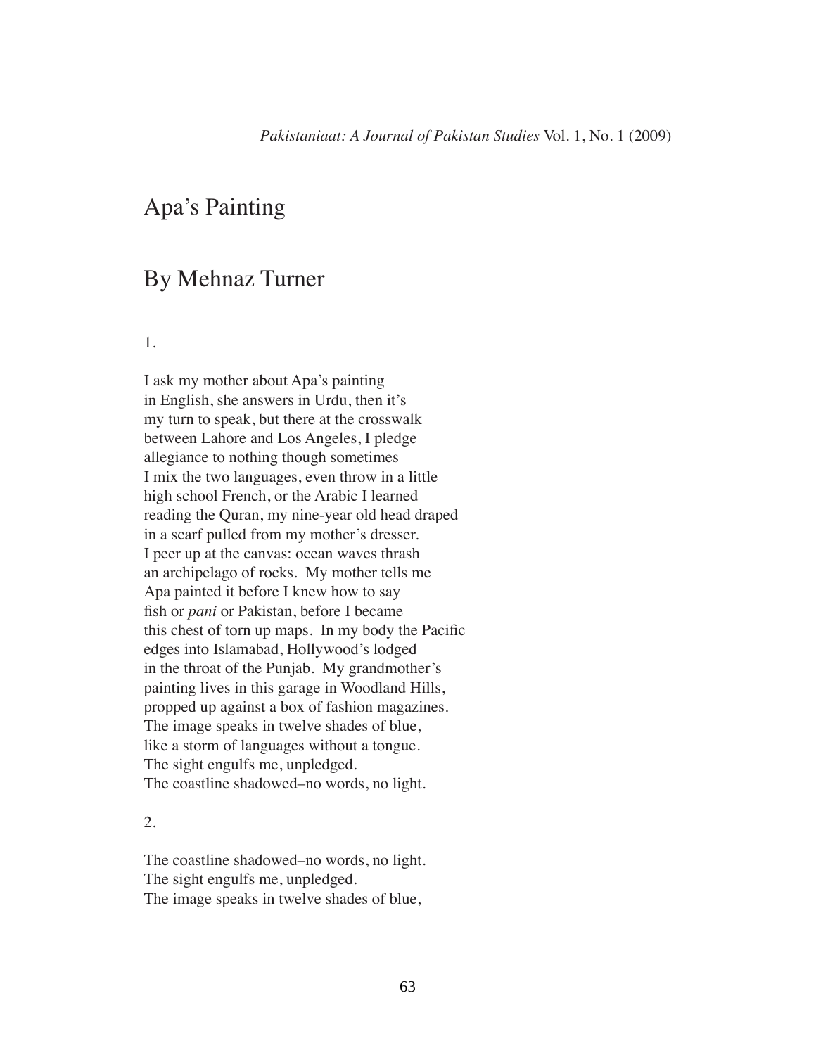# Apa's Painting

## By Mehnaz Turner

1.

I ask my mother about Apa's painting  
in English, she answers in Urdu, then it's  
my turn to speak, but there at the crosswalk  
between Lahore and Los Angeles, I pledge  
allegiance to nothing though sometimes  
I mix the two languages, even throw in a little  
high school French, or the Arabic I learned  
reading the Quran, my nine-year old head draped  
in a scarf pulled from my mother's dresser.  
I peer up at the canvas: ocean waves thrash  
an archipelago of rocks. My mother tells me  
Apa painted it before I knew how to say  
fish or *pani* or Pakistan, before I became  
this chest of torn up maps. In my body the Pacific  
edges into Islamabad, Hollywood's lodged  
in the throat of the Punjab. My grandmother's  
painting lives in this garage in Woodland Hills,  
propped up against a box of fashion magazines.  
The image speaks in twelve shades of blue,  
like a storm of languages without a tongue.  
The sight engulfs me, unpledged.  
The coastline shadowed–no words, no light.

2.

The coastline shadowed–no words, no light.  
The sight engulfs me, unpledged.  
The image speaks in twelve shades of blue,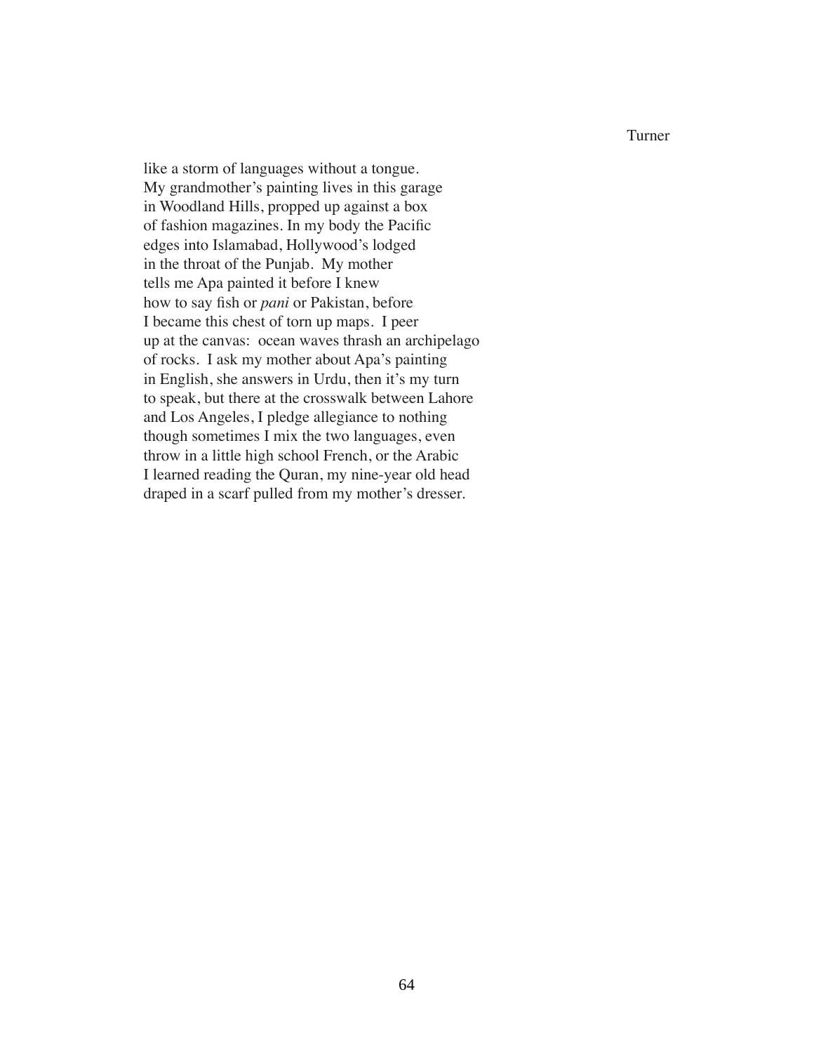like a storm of languages without a tongue.  
My grandmother's painting lives in this garage  
in Woodland Hills, propped up against a box  
of fashion magazines. In my body the Pacific  
edges into Islamabad, Hollywood's lodged  
in the throat of the Punjab.  My mother  
tells me Apa painted it before I knew  
how to say fish or *pani* or Pakistan, before  
I became this chest of torn up maps.  I peer  
up at the canvas:  ocean waves thrash an archipelago  
of rocks.  I ask my mother about Apa's painting  
in English, she answers in Urdu, then it's my turn  
to speak, but there at the crosswalk between Lahore  
and Los Angeles, I pledge allegiance to nothing  
though sometimes I mix the two languages, even  
throw in a little high school French, or the Arabic  
I learned reading the Quran, my nine-year old head  
draped in a scarf pulled from my mother's dresser.